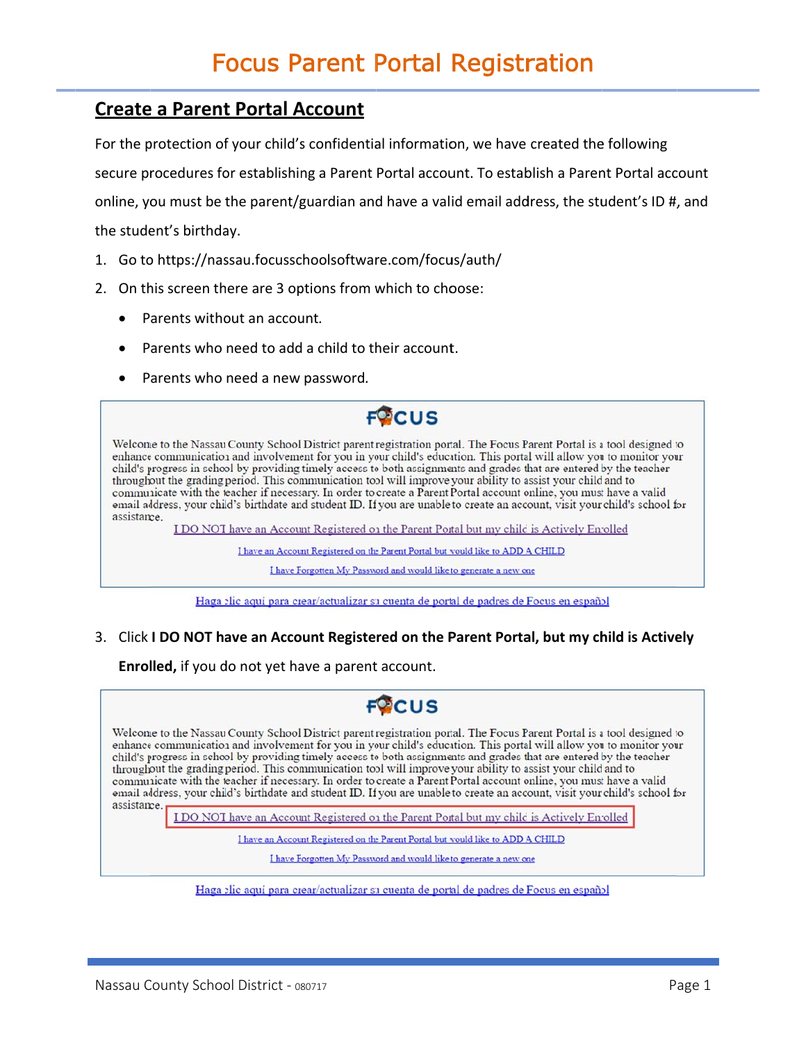# Focus Parent Portal Registration

## Create a Parent Portal Account

For the protection of your child's confidential information, we have created the following secure procedures for establishing a Parent Portal account. To establish a Parent Portal account online, you must be the parent/guardian and have a valid email address, the student's ID #, and the student's birthday.

1. Go to https://nassau.focusschoolsoftware.com/focus/auth/
2. On this screen there are 3 options from which to choose:
   - Parents without an account.
   - Parents who need to add a child to their account.
   - Parents who need a new password.

FOCUS

Welcome to the Nassau County School District parent registration portal. The Focus Parent Portal is a tool designed to enhance communication and involvement for you in your child's education. This portal will allow you to monitor your child's progress in school by providing timely access to both assignments and grades that are entered by the teacher throughout the grading period. This communication tool will improve your ability to assist your child and to communicate with the teacher if necessary. In order to create a Parent Portal account online, you must have a valid email address, your child's birthdate and student ID. If you are unable to create an account, visit your child's school for assistance.

I DO NOT have an Account Registered on the Parent Portal but my child is Actively Enrolled

I have an Account Registered on the Parent Portal but would like to ADD A CHILD

I have Forgotten My Password and would like to generate a new one

Haga clic aquí para crear/actualizar su cuenta de portal de padres de Focus en español

3. Click **I DO NOT have an Account Registered on the Parent Portal, but my child is Actively Enrolled,** if you do not yet have a parent account.

FOCUS

Welcome to the Nassau County School District parent registration portal. The Focus Parent Portal is a tool designed to enhance communication and involvement for you in your child's education. This portal will allow you to monitor your child's progress in school by providing timely access to both assignments and grades that are entered by the teacher throughout the grading period. This communication tool will improve your ability to assist your child and to communicate with the teacher if necessary. In order to create a Parent Portal account online, you must have a valid email address, your child's birthdate and student ID. If you are unable to create an account, visit your child's school for assistance.

I DO NOT have an Account Registered on the Parent Portal but my child is Actively Enrolled

I have an Account Registered on the Parent Portal but would like to ADD A CHILD

I have Forgotten My Password and would like to generate a new one

Haga clic aquí para crear/actualizar su cuenta de portal de padres de Focus en español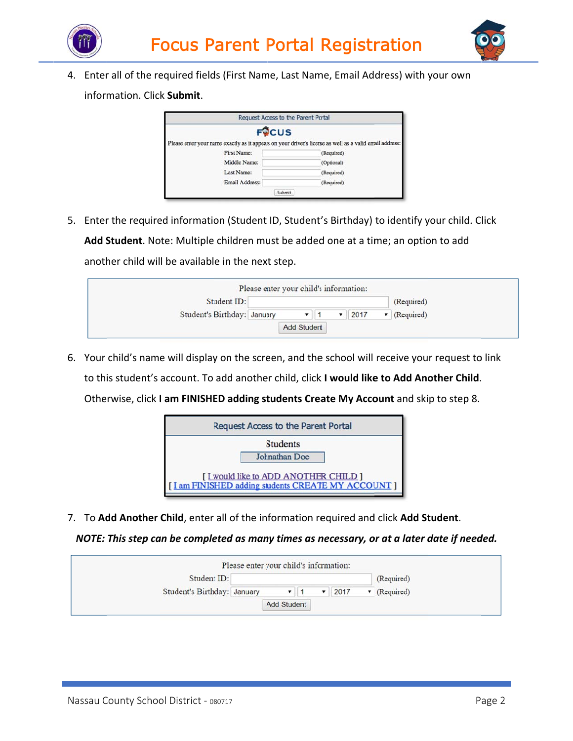4. Enter all of the required fields (First Name, Last Name, Email Address) with your own information. Click **Submit**.

Request Access to the Parent Portal

FOCUS

Please enter your name exactly as it appears on your driver's license as well as a valid email address:

| | | |
|---|---|---|
| First Name: | | (Required) |
| Middle Name: | | (Optional) |
| Last Name: | | (Required) |
| Email Address: | | (Required) |

Submit

5. Enter the required information (Student ID, Student's Birthday) to identify your child. Click **Add Student**. Note: Multiple children must be added one at a time; an option to add another child will be available in the next step.

Please enter your child's information:

| | | |
|---|---|---|
| Student ID: | | (Required) |
| Student's Birthday: | January 1 2017 | (Required) |

Add Student

6. Your child's name will display on the screen, and the school will receive your request to link to this student's account. To add another child, click **I would like to Add Another Child**. Otherwise, click **I am FINISHED adding students Create My Account** and skip to step 8.

Request Access to the Parent Portal

Students

Johnathan Doe

[ I would like to ADD ANOTHER CHILD ]
[ I am FINISHED adding students CREATE MY ACCOUNT ]

7. To **Add Another Child**, enter all of the information required and click **Add Student**.

***NOTE: This step can be completed as many times as necessary, or at a later date if needed.***

Please enter your child's information:

| | | |
|---|---|---|
| Student ID: | | (Required) |
| Student's Birthday: | January 1 2017 | (Required) |

Add Student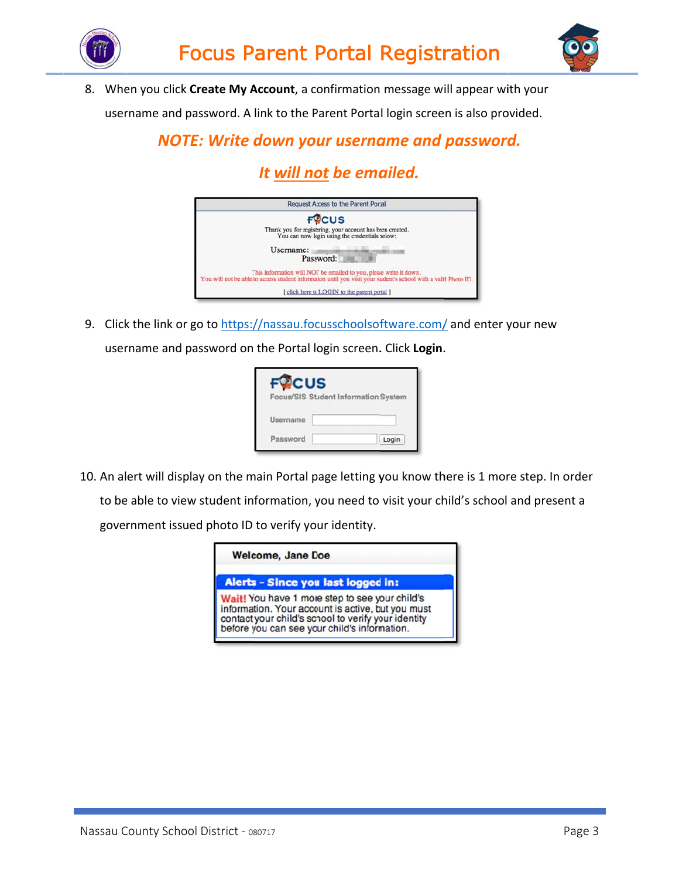8. When you click **Create My Account**, a confirmation message will appear with your username and password. A link to the Parent Portal login screen is also provided.

***NOTE: Write down your username and password.***

***It will not be emailed.***

9. Click the link or go to https://nassau.focusschoolsoftware.com/ and enter your new username and password on the Portal login screen. Click **Login**.

10. An alert will display on the main Portal page letting you know there is 1 more step. In order to be able to view student information, you need to visit your child's school and present a government issued photo ID to verify your identity.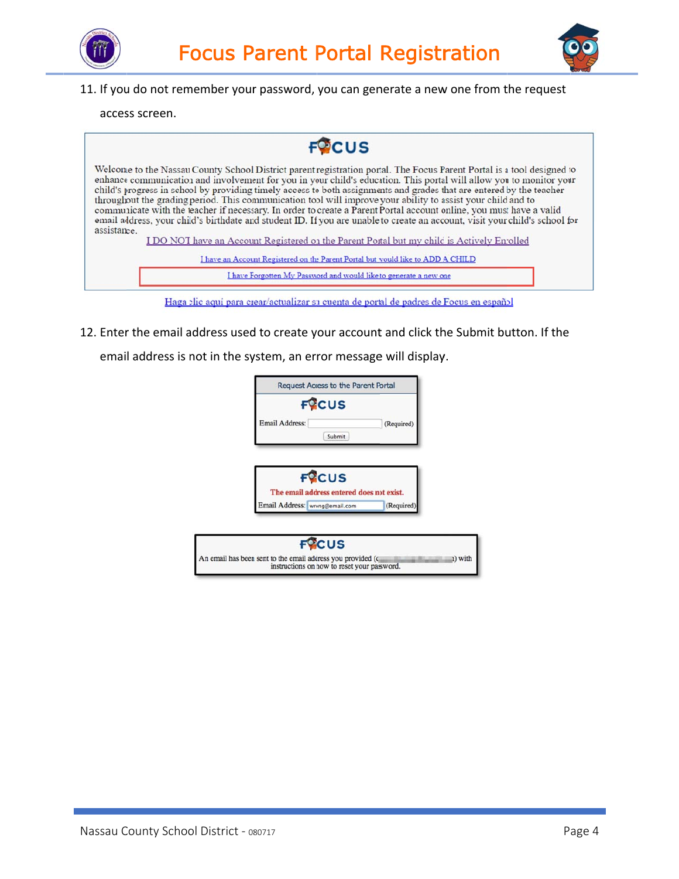11. If you do not remember your password, you can generate a new one from the request access screen.

FOCUS

Welcome to the Nassau County School District parent registration portal. The Focus Parent Portal is a tool designed to enhance communication and involvement for you in your child's education. This portal will allow you to monitor your child's progress in school by providing timely access to both assignments and grades that are entered by the teacher throughout the grading period. This communication tool will improve your ability to assist your child and to communicate with the teacher if necessary. In order to create a Parent Portal account online, you must have a valid email address, your child's birthdate and student ID. If you are unable to create an account, visit your child's school for assistance.

I DO NOT have an Account Registered on the Parent Portal but my child is Actively Enrolled

I have an Account Registered on the Parent Portal but would like to ADD A CHILD

I have Forgotten My Password and would like to generate a new one

Haga clic aquí para crear/actualizar su cuenta de portal de padres de Focus en español

12. Enter the email address used to create your account and click the Submit button. If the email address is not in the system, an error message will display.

Request Access to the Parent Portal

FOCUS

Email Address: (Required)

Submit

FOCUS

The email address entered does not exist.

Email Address: wrong@email.com (Required)

FOCUS

An email has been sent to the email address you provided (...) with instructions on how to reset your password.